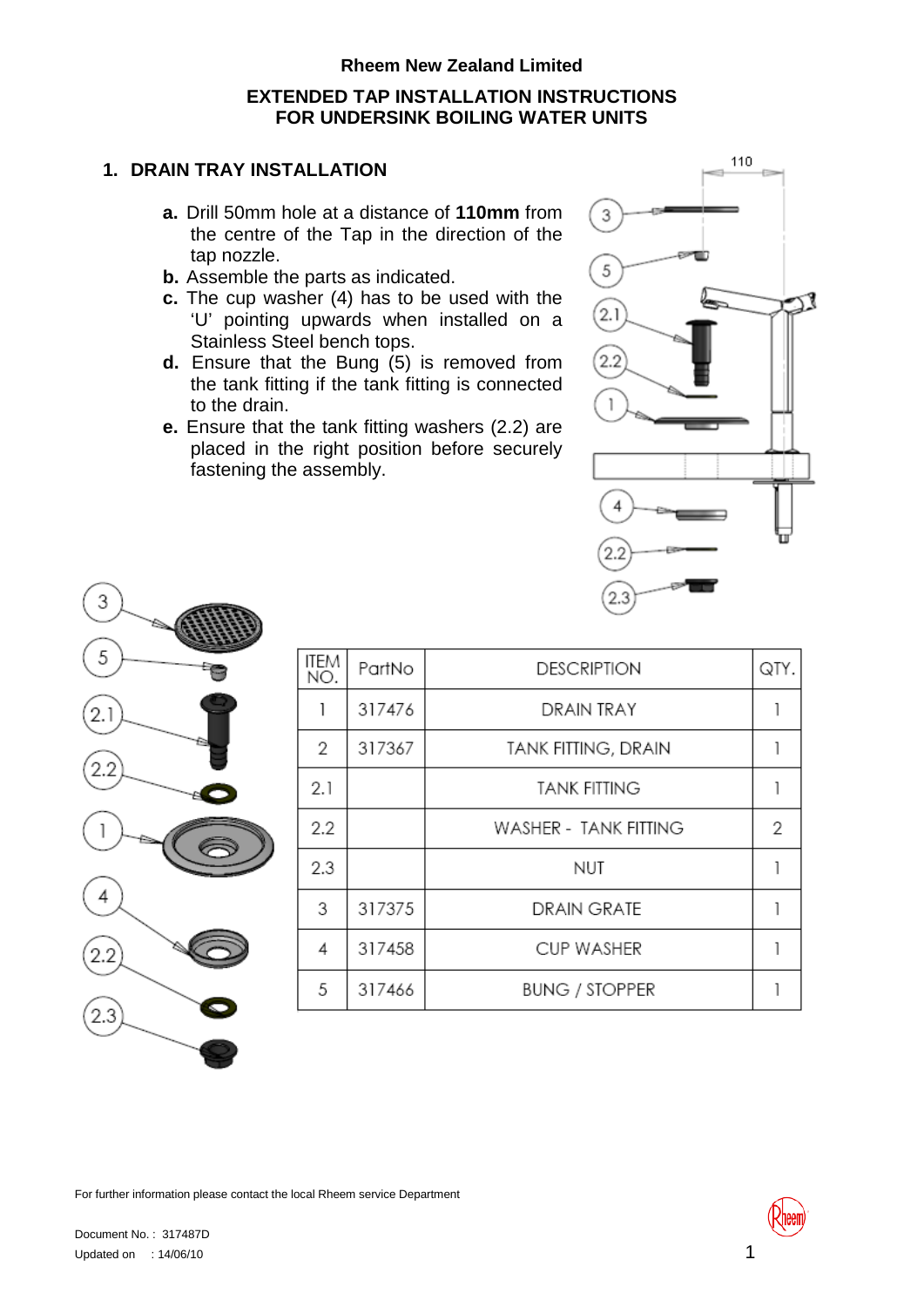**Rheem New Zealand Limited**

# EXTENDED TAP INSTALLATION INSTRUCTIONS FOR UNDERSINK BOILING WATER UNITS

## 1. DRAIN TRAY INSTALLATION

- **a.** Drill 50mm hole at a distance of **110mm** from the centre of the Tap in the direction of the tap nozzle.
- **b.** Assemble the parts as indicated.
- **c.** The cup washer (4) has to be used with the 'U' pointing upwards when installed on a Stainless Steel bench tops.
- **d.** Ensure that the Bung (5) is removed from the tank fitting if the tank fitting is connected to the drain.
- **e.** Ensure that the tank fitting washers (2.2) are placed in the right position before securely fastening the assembly.

| ITEM NO. | PartNo | DESCRIPTION | QTY. |
|---|---|---|---|
| 1 | 317476 | DRAIN TRAY | 1 |
| 2 | 317367 | TANK FITTING, DRAIN | 1 |
| 2.1 | | TANK FITTING | 1 |
| 2.2 | | WASHER - TANK FITTING | 2 |
| 2.3 | | NUT | 1 |
| 3 | 317375 | DRAIN GRATE | 1 |
| 4 | 317458 | CUP WASHER | 1 |
| 5 | 317466 | BUNG / STOPPER | 1 |

For further information please contact the local Rheem service Department

Document No. : 317487D

Updated on : 14/06/10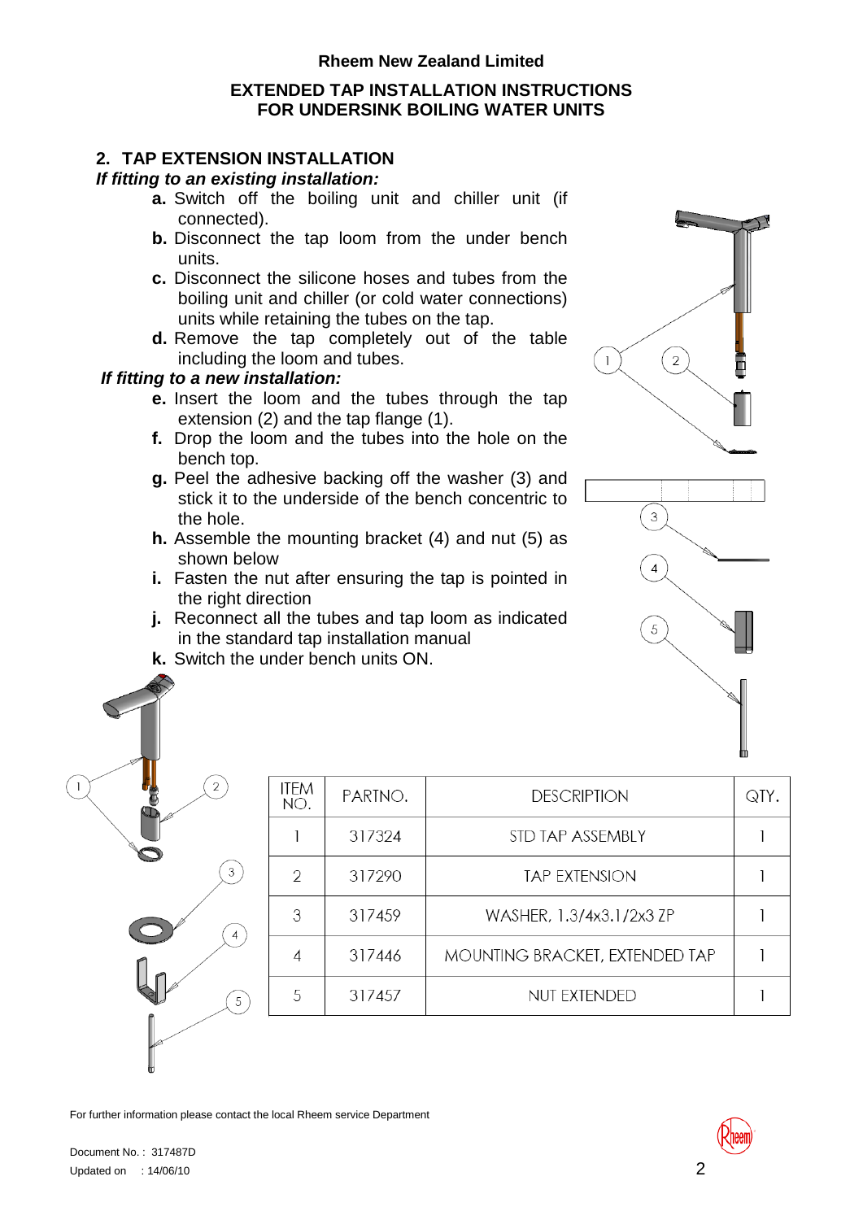**Rheem New Zealand Limited**

**EXTENDED TAP INSTALLATION INSTRUCTIONS**
**FOR UNDERSINK BOILING WATER UNITS**

## 2. TAP EXTENSION INSTALLATION

***If fitting to an existing installation:***

- **a.** Switch off the boiling unit and chiller unit (if connected).
- **b.** Disconnect the tap loom from the under bench units.
- **c.** Disconnect the silicone hoses and tubes from the boiling unit and chiller (or cold water connections) units while retaining the tubes on the tap.
- **d.** Remove the tap completely out of the table including the loom and tubes.

***If fitting to a new installation:***

- **e.** Insert the loom and the tubes through the tap extension (2) and the tap flange (1).
- **f.** Drop the loom and the tubes into the hole on the bench top.
- **g.** Peel the adhesive backing off the washer (3) and stick it to the underside of the bench concentric to the hole.
- **h.** Assemble the mounting bracket (4) and nut (5) as shown below
- **i.** Fasten the nut after ensuring the tap is pointed in the right direction
- **j.** Reconnect all the tubes and tap loom as indicated in the standard tap installation manual
- **k.** Switch the under bench units ON.

| ITEM NO. | PARTNO. | DESCRIPTION | QTY. |
|---|---|---|---|
| 1 | 317324 | STD TAP ASSEMBLY | 1 |
| 2 | 317290 | TAP EXTENSION | 1 |
| 3 | 317459 | WASHER, 1.3/4x3.1/2x3 ZP | 1 |
| 4 | 317446 | MOUNTING BRACKET, EXTENDED TAP | 1 |
| 5 | 317457 | NUT EXTENDED | 1 |

For further information please contact the local Rheem service Department

Document No. : 317487D
Updated on : 14/06/10